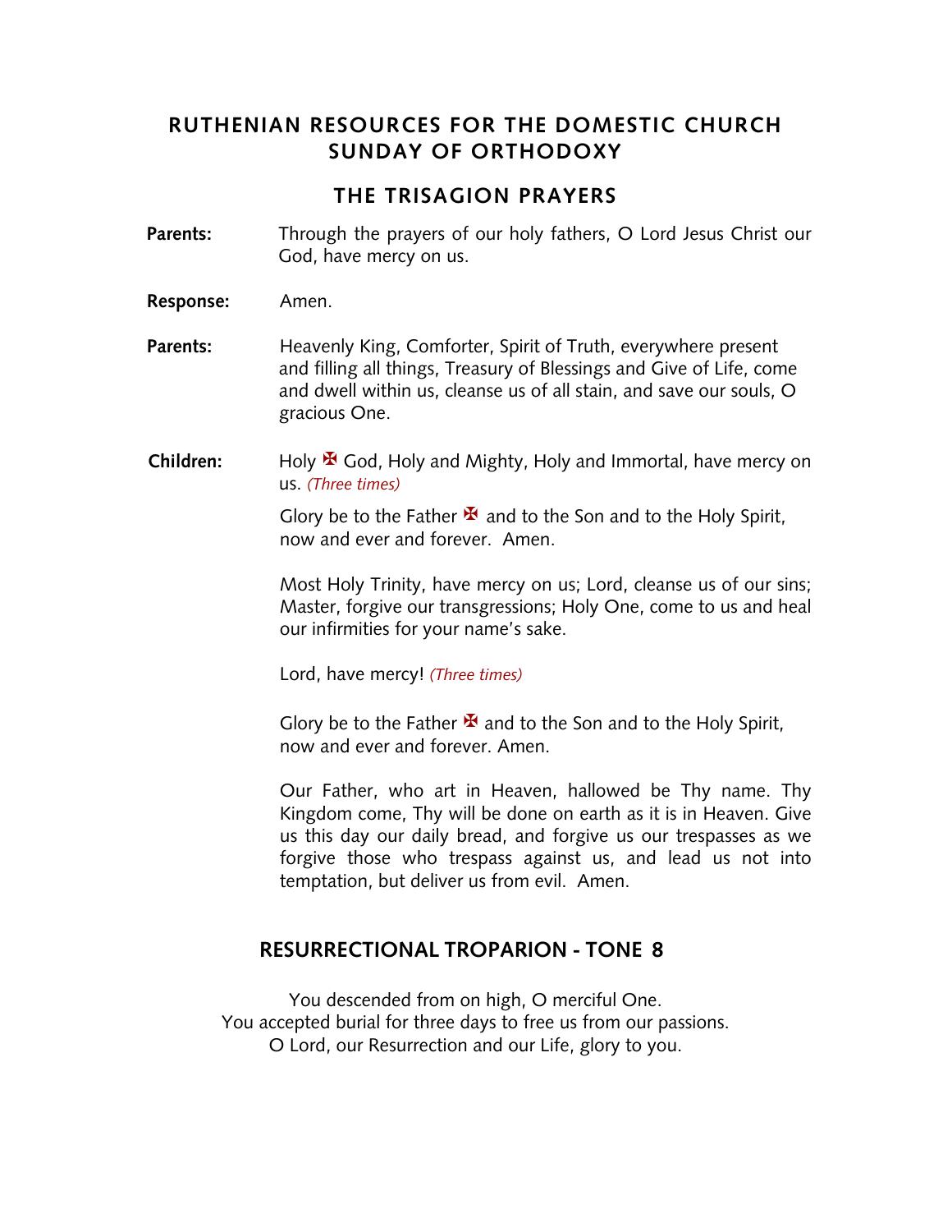# RUTHENIAN RESOURCES FOR THE DOMESTIC CHURCH
# SUNDAY OF ORTHODOXY

## THE TRISAGION PRAYERS

**Parents:** Through the prayers of our holy fathers, O Lord Jesus Christ our God, have mercy on us.

**Response:** Amen.

**Parents:** Heavenly King, Comforter, Spirit of Truth, everywhere present and filling all things, Treasury of Blessings and Give of Life, come and dwell within us, cleanse us of all stain, and save our souls, O gracious One.

**Children:** Holy ✠ God, Holy and Mighty, Holy and Immortal, have mercy on us. *(Three times)*

Glory be to the Father ✠ and to the Son and to the Holy Spirit, now and ever and forever. Amen.

Most Holy Trinity, have mercy on us; Lord, cleanse us of our sins; Master, forgive our transgressions; Holy One, come to us and heal our infirmities for your name's sake.

Lord, have mercy! *(Three times)*

Glory be to the Father ✠ and to the Son and to the Holy Spirit, now and ever and forever. Amen.

Our Father, who art in Heaven, hallowed be Thy name. Thy Kingdom come, Thy will be done on earth as it is in Heaven. Give us this day our daily bread, and forgive us our trespasses as we forgive those who trespass against us, and lead us not into temptation, but deliver us from evil. Amen.

## RESURRECTIONAL TROPARION - TONE 8

You descended from on high, O merciful One.
You accepted burial for three days to free us from our passions.
O Lord, our Resurrection and our Life, glory to you.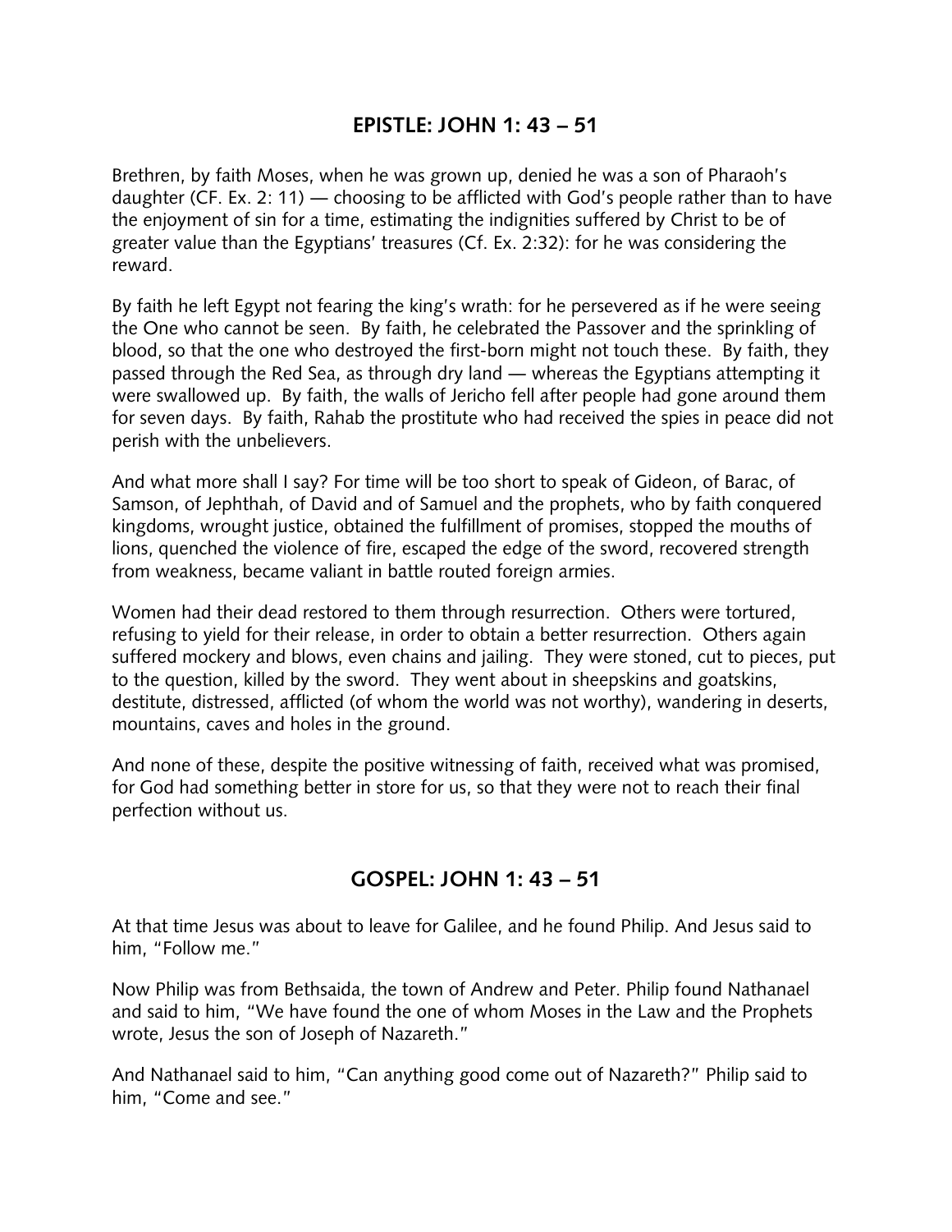## EPISTLE: JOHN 1: 43 – 51

Brethren, by faith Moses, when he was grown up, denied he was a son of Pharaoh's daughter (CF. Ex. 2: 11) — choosing to be afflicted with God's people rather than to have the enjoyment of sin for a time, estimating the indignities suffered by Christ to be of greater value than the Egyptians' treasures (Cf. Ex. 2:32): for he was considering the reward.

By faith he left Egypt not fearing the king's wrath: for he persevered as if he were seeing the One who cannot be seen. By faith, he celebrated the Passover and the sprinkling of blood, so that the one who destroyed the first-born might not touch these. By faith, they passed through the Red Sea, as through dry land — whereas the Egyptians attempting it were swallowed up. By faith, the walls of Jericho fell after people had gone around them for seven days. By faith, Rahab the prostitute who had received the spies in peace did not perish with the unbelievers.

And what more shall I say? For time will be too short to speak of Gideon, of Barac, of Samson, of Jephthah, of David and of Samuel and the prophets, who by faith conquered kingdoms, wrought justice, obtained the fulfillment of promises, stopped the mouths of lions, quenched the violence of fire, escaped the edge of the sword, recovered strength from weakness, became valiant in battle routed foreign armies.

Women had their dead restored to them through resurrection. Others were tortured, refusing to yield for their release, in order to obtain a better resurrection. Others again suffered mockery and blows, even chains and jailing. They were stoned, cut to pieces, put to the question, killed by the sword. They went about in sheepskins and goatskins, destitute, distressed, afflicted (of whom the world was not worthy), wandering in deserts, mountains, caves and holes in the ground.

And none of these, despite the positive witnessing of faith, received what was promised, for God had something better in store for us, so that they were not to reach their final perfection without us.

## GOSPEL: JOHN 1: 43 – 51

At that time Jesus was about to leave for Galilee, and he found Philip. And Jesus said to him, "Follow me."

Now Philip was from Bethsaida, the town of Andrew and Peter. Philip found Nathanael and said to him, "We have found the one of whom Moses in the Law and the Prophets wrote, Jesus the son of Joseph of Nazareth."

And Nathanael said to him, "Can anything good come out of Nazareth?" Philip said to him, "Come and see."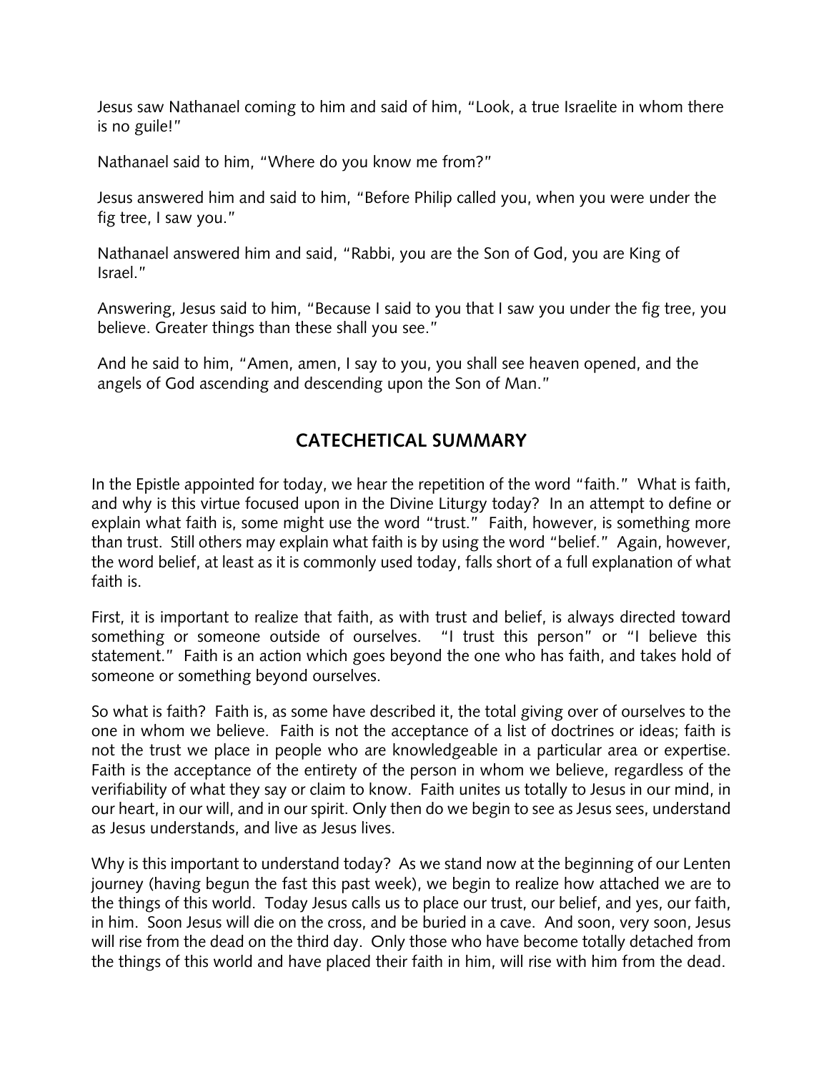Jesus saw Nathanael coming to him and said of him, "Look, a true Israelite in whom there is no guile!"

Nathanael said to him, "Where do you know me from?"

Jesus answered him and said to him, "Before Philip called you, when you were under the fig tree, I saw you."

Nathanael answered him and said, "Rabbi, you are the Son of God, you are King of Israel."

Answering, Jesus said to him, "Because I said to you that I saw you under the fig tree, you believe. Greater things than these shall you see."

And he said to him, "Amen, amen, I say to you, you shall see heaven opened, and the angels of God ascending and descending upon the Son of Man."

## CATECHETICAL SUMMARY

In the Epistle appointed for today, we hear the repetition of the word "faith." What is faith, and why is this virtue focused upon in the Divine Liturgy today? In an attempt to define or explain what faith is, some might use the word "trust." Faith, however, is something more than trust. Still others may explain what faith is by using the word "belief." Again, however, the word belief, at least as it is commonly used today, falls short of a full explanation of what faith is.

First, it is important to realize that faith, as with trust and belief, is always directed toward something or someone outside of ourselves. "I trust this person" or "I believe this statement." Faith is an action which goes beyond the one who has faith, and takes hold of someone or something beyond ourselves.

So what is faith? Faith is, as some have described it, the total giving over of ourselves to the one in whom we believe. Faith is not the acceptance of a list of doctrines or ideas; faith is not the trust we place in people who are knowledgeable in a particular area or expertise. Faith is the acceptance of the entirety of the person in whom we believe, regardless of the verifiability of what they say or claim to know. Faith unites us totally to Jesus in our mind, in our heart, in our will, and in our spirit. Only then do we begin to see as Jesus sees, understand as Jesus understands, and live as Jesus lives.

Why is this important to understand today? As we stand now at the beginning of our Lenten journey (having begun the fast this past week), we begin to realize how attached we are to the things of this world. Today Jesus calls us to place our trust, our belief, and yes, our faith, in him. Soon Jesus will die on the cross, and be buried in a cave. And soon, very soon, Jesus will rise from the dead on the third day. Only those who have become totally detached from the things of this world and have placed their faith in him, will rise with him from the dead.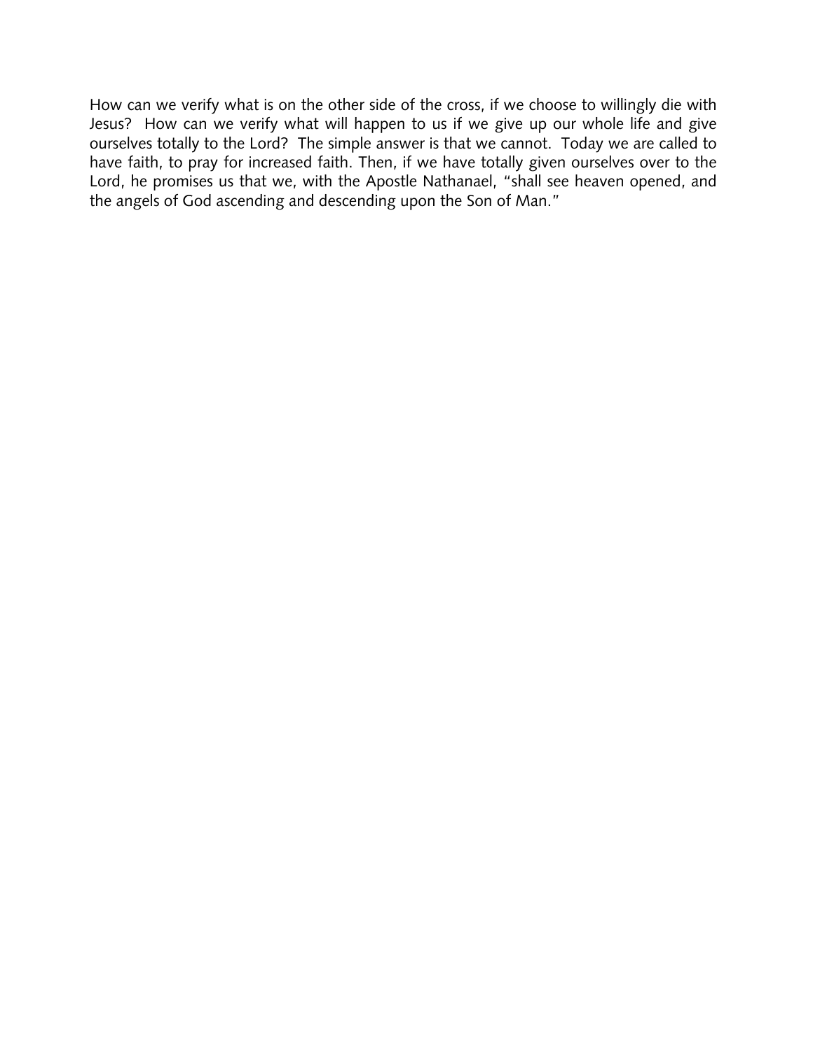How can we verify what is on the other side of the cross, if we choose to willingly die with Jesus? How can we verify what will happen to us if we give up our whole life and give ourselves totally to the Lord? The simple answer is that we cannot. Today we are called to have faith, to pray for increased faith. Then, if we have totally given ourselves over to the Lord, he promises us that we, with the Apostle Nathanael, "shall see heaven opened, and the angels of God ascending and descending upon the Son of Man."